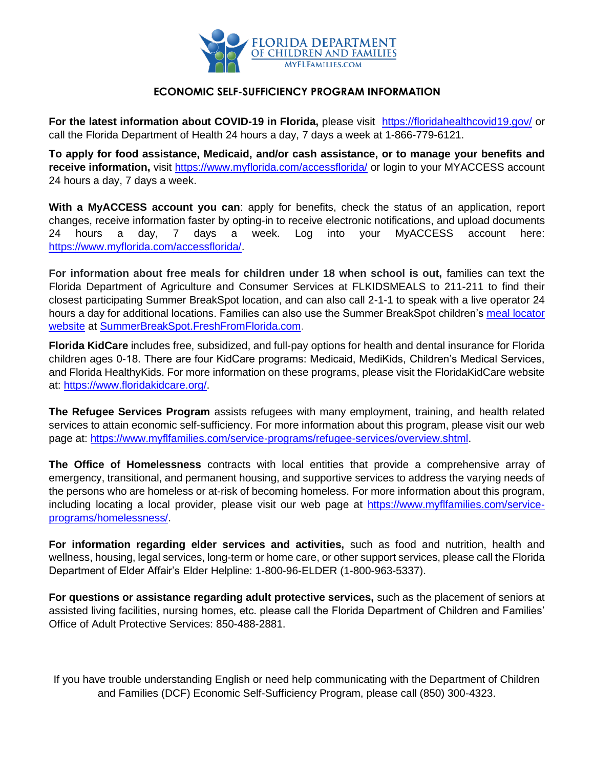FLORIDA DEPARTMENT OF CHILDREN AND FAMILIES
MYFLFAMILIES.COM

## ECONOMIC SELF-SUFFICIENCY PROGRAM INFORMATION

**For the latest information about COVID-19 in Florida,** please visit https://floridahealthcovid19.gov/ or call the Florida Department of Health 24 hours a day, 7 days a week at 1-866-779-6121.

**To apply for food assistance, Medicaid, and/or cash assistance, or to manage your benefits and receive information,** visit https://www.myflorida.com/accessflorida/ or login to your MYACCESS account 24 hours a day, 7 days a week.

**With a MyACCESS account you can**: apply for benefits, check the status of an application, report changes, receive information faster by opting-in to receive electronic notifications, and upload documents 24 hours a day, 7 days a week. Log into your MyACCESS account here: https://www.myflorida.com/accessflorida/.

**For information about free meals for children under 18 when school is out,** families can text the Florida Department of Agriculture and Consumer Services at FLKIDSMEALS to 211-211 to find their closest participating Summer BreakSpot location, and can also call 2-1-1 to speak with a live operator 24 hours a day for additional locations. Families can also use the Summer BreakSpot children's meal locator website at SummerBreakSpot.FreshFromFlorida.com.

**Florida KidCare** includes free, subsidized, and full-pay options for health and dental insurance for Florida children ages 0-18. There are four KidCare programs: Medicaid, MediKids, Children's Medical Services, and Florida HealthyKids. For more information on these programs, please visit the FloridaKidCare website at: https://www.floridakidcare.org/.

**The Refugee Services Program** assists refugees with many employment, training, and health related services to attain economic self-sufficiency. For more information about this program, please visit our web page at: https://www.myflfamilies.com/service-programs/refugee-services/overview.shtml.

**The Office of Homelessness** contracts with local entities that provide a comprehensive array of emergency, transitional, and permanent housing, and supportive services to address the varying needs of the persons who are homeless or at-risk of becoming homeless. For more information about this program, including locating a local provider, please visit our web page at https://www.myflfamilies.com/service-programs/homelessness/.

**For information regarding elder services and activities,** such as food and nutrition, health and wellness, housing, legal services, long-term or home care, or other support services, please call the Florida Department of Elder Affair's Elder Helpline: 1-800-96-ELDER (1-800-963-5337).

**For questions or assistance regarding adult protective services,** such as the placement of seniors at assisted living facilities, nursing homes, etc. please call the Florida Department of Children and Families' Office of Adult Protective Services: 850-488-2881.

If you have trouble understanding English or need help communicating with the Department of Children and Families (DCF) Economic Self-Sufficiency Program, please call (850) 300-4323.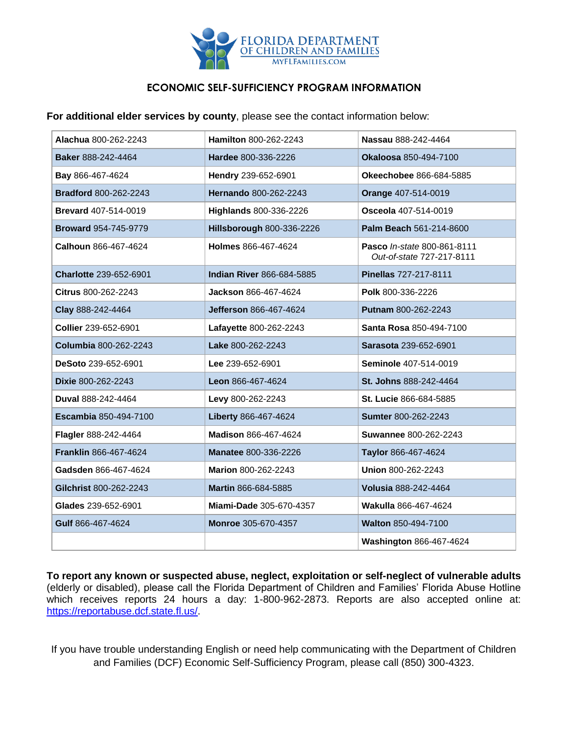FLORIDA DEPARTMENT OF CHILDREN AND FAMILIES
MYFLFAMILIES.COM

## ECONOMIC SELF-SUFFICIENCY PROGRAM INFORMATION

**For additional elder services by county**, please see the contact information below:

| | | |
|---|---|---|
| **Alachua** 800-262-2243 | **Hamilton** 800-262-2243 | **Nassau** 888-242-4464 |
| **Baker** 888-242-4464 | **Hardee** 800-336-2226 | **Okaloosa** 850-494-7100 |
| **Bay** 866-467-4624 | **Hendry** 239-652-6901 | **Okeechobee** 866-684-5885 |
| **Bradford** 800-262-2243 | **Hernando** 800-262-2243 | **Orange** 407-514-0019 |
| **Brevard** 407-514-0019 | **Highlands** 800-336-2226 | **Osceola** 407-514-0019 |
| **Broward** 954-745-9779 | **Hillsborough** 800-336-2226 | **Palm Beach** 561-214-8600 |
| **Calhoun** 866-467-4624 | **Holmes** 866-467-4624 | **Pasco** *In-state* 800-861-8111 *Out-of-state* 727-217-8111 |
| **Charlotte** 239-652-6901 | **Indian River** 866-684-5885 | **Pinellas** 727-217-8111 |
| **Citrus** 800-262-2243 | **Jackson** 866-467-4624 | **Polk** 800-336-2226 |
| **Clay** 888-242-4464 | **Jefferson** 866-467-4624 | **Putnam** 800-262-2243 |
| **Collier** 239-652-6901 | **Lafayette** 800-262-2243 | **Santa Rosa** 850-494-7100 |
| **Columbia** 800-262-2243 | **Lake** 800-262-2243 | **Sarasota** 239-652-6901 |
| **DeSoto** 239-652-6901 | **Lee** 239-652-6901 | **Seminole** 407-514-0019 |
| **Dixie** 800-262-2243 | **Leon** 866-467-4624 | **St. Johns** 888-242-4464 |
| **Duval** 888-242-4464 | **Levy** 800-262-2243 | **St. Lucie** 866-684-5885 |
| **Escambia** 850-494-7100 | **Liberty** 866-467-4624 | **Sumter** 800-262-2243 |
| **Flagler** 888-242-4464 | **Madison** 866-467-4624 | **Suwannee** 800-262-2243 |
| **Franklin** 866-467-4624 | **Manatee** 800-336-2226 | **Taylor** 866-467-4624 |
| **Gadsden** 866-467-4624 | **Marion** 800-262-2243 | **Union** 800-262-2243 |
| **Gilchrist** 800-262-2243 | **Martin** 866-684-5885 | **Volusia** 888-242-4464 |
| **Glades** 239-652-6901 | **Miami-Dade** 305-670-4357 | **Wakulla** 866-467-4624 |
| **Gulf** 866-467-4624 | **Monroe** 305-670-4357 | **Walton** 850-494-7100 |
| | | **Washington** 866-467-4624 |

**To report any known or suspected abuse, neglect, exploitation or self-neglect of vulnerable adults** (elderly or disabled), please call the Florida Department of Children and Families' Florida Abuse Hotline which receives reports 24 hours a day: 1-800-962-2873. Reports are also accepted online at: https://reportabuse.dcf.state.fl.us/.

If you have trouble understanding English or need help communicating with the Department of Children and Families (DCF) Economic Self-Sufficiency Program, please call (850) 300-4323.